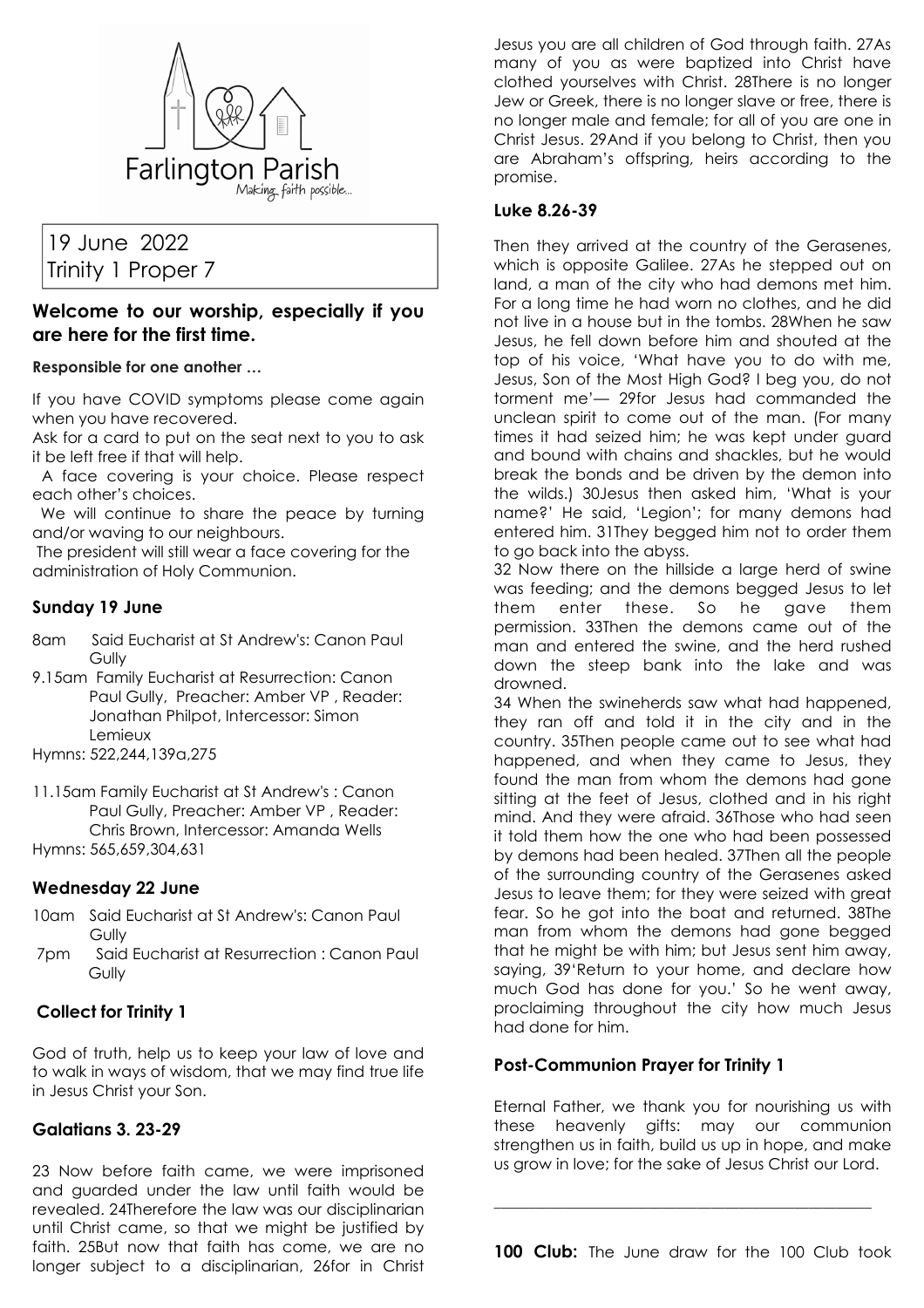Farlington Parish
Making faith possible...

19 June 2022
Trinity 1 Proper 7

## Welcome to our worship, especially if you are here for the first time.

**Responsible for one another …**

If you have COVID symptoms please come again when you have recovered.

Ask for a card to put on the seat next to you to ask it be left free if that will help.

A face covering is your choice. Please respect each other's choices.

We will continue to share the peace by turning and/or waving to our neighbours.

The president will still wear a face covering for the administration of Holy Communion.

### Sunday 19 June

8am Said Eucharist at St Andrew's: Canon Paul Gully

9.15am Family Eucharist at Resurrection: Canon Paul Gully, Preacher: Amber VP , Reader: Jonathan Philpot, Intercessor: Simon Lemieux

Hymns: 522,244,139a,275

11.15am Family Eucharist at St Andrew's : Canon Paul Gully, Preacher: Amber VP , Reader: Chris Brown, Intercessor: Amanda Wells

Hymns: 565,659,304,631

### Wednesday 22 June

10am Said Eucharist at St Andrew's: Canon Paul Gully

7pm Said Eucharist at Resurrection : Canon Paul Gully

### Collect for Trinity 1

God of truth, help us to keep your law of love and to walk in ways of wisdom, that we may find true life in Jesus Christ your Son.

### Galatians 3. 23-29

23 Now before faith came, we were imprisoned and guarded under the law until faith would be revealed. 24Therefore the law was our disciplinarian until Christ came, so that we might be justified by faith. 25But now that faith has come, we are no longer subject to a disciplinarian, 26for in Christ Jesus you are all children of God through faith. 27As many of you as were baptized into Christ have clothed yourselves with Christ. 28There is no longer Jew or Greek, there is no longer slave or free, there is no longer male and female; for all of you are one in Christ Jesus. 29And if you belong to Christ, then you are Abraham's offspring, heirs according to the promise.

### Luke 8.26-39

Then they arrived at the country of the Gerasenes, which is opposite Galilee. 27As he stepped out on land, a man of the city who had demons met him. For a long time he had worn no clothes, and he did not live in a house but in the tombs. 28When he saw Jesus, he fell down before him and shouted at the top of his voice, 'What have you to do with me, Jesus, Son of the Most High God? I beg you, do not torment me'— 29for Jesus had commanded the unclean spirit to come out of the man. (For many times it had seized him; he was kept under guard and bound with chains and shackles, but he would break the bonds and be driven by the demon into the wilds.) 30Jesus then asked him, 'What is your name?' He said, 'Legion'; for many demons had entered him. 31They begged him not to order them to go back into the abyss.

32 Now there on the hillside a large herd of swine was feeding; and the demons begged Jesus to let them enter these. So he gave them permission. 33Then the demons came out of the man and entered the swine, and the herd rushed down the steep bank into the lake and was drowned.

34 When the swineherds saw what had happened, they ran off and told it in the city and in the country. 35Then people came out to see what had happened, and when they came to Jesus, they found the man from whom the demons had gone sitting at the feet of Jesus, clothed and in his right mind. And they were afraid. 36Those who had seen it told them how the one who had been possessed by demons had been healed. 37Then all the people of the surrounding country of the Gerasenes asked Jesus to leave them; for they were seized with great fear. So he got into the boat and returned. 38The man from whom the demons had gone begged that he might be with him; but Jesus sent him away, saying, 39'Return to your home, and declare how much God has done for you.' So he went away, proclaiming throughout the city how much Jesus had done for him.

### Post-Communion Prayer for Trinity 1

Eternal Father, we thank you for nourishing us with these heavenly gifts: may our communion strengthen us in faith, build us up in hope, and make us grow in love; for the sake of Jesus Christ our Lord.

---

**100 Club:** The June draw for the 100 Club took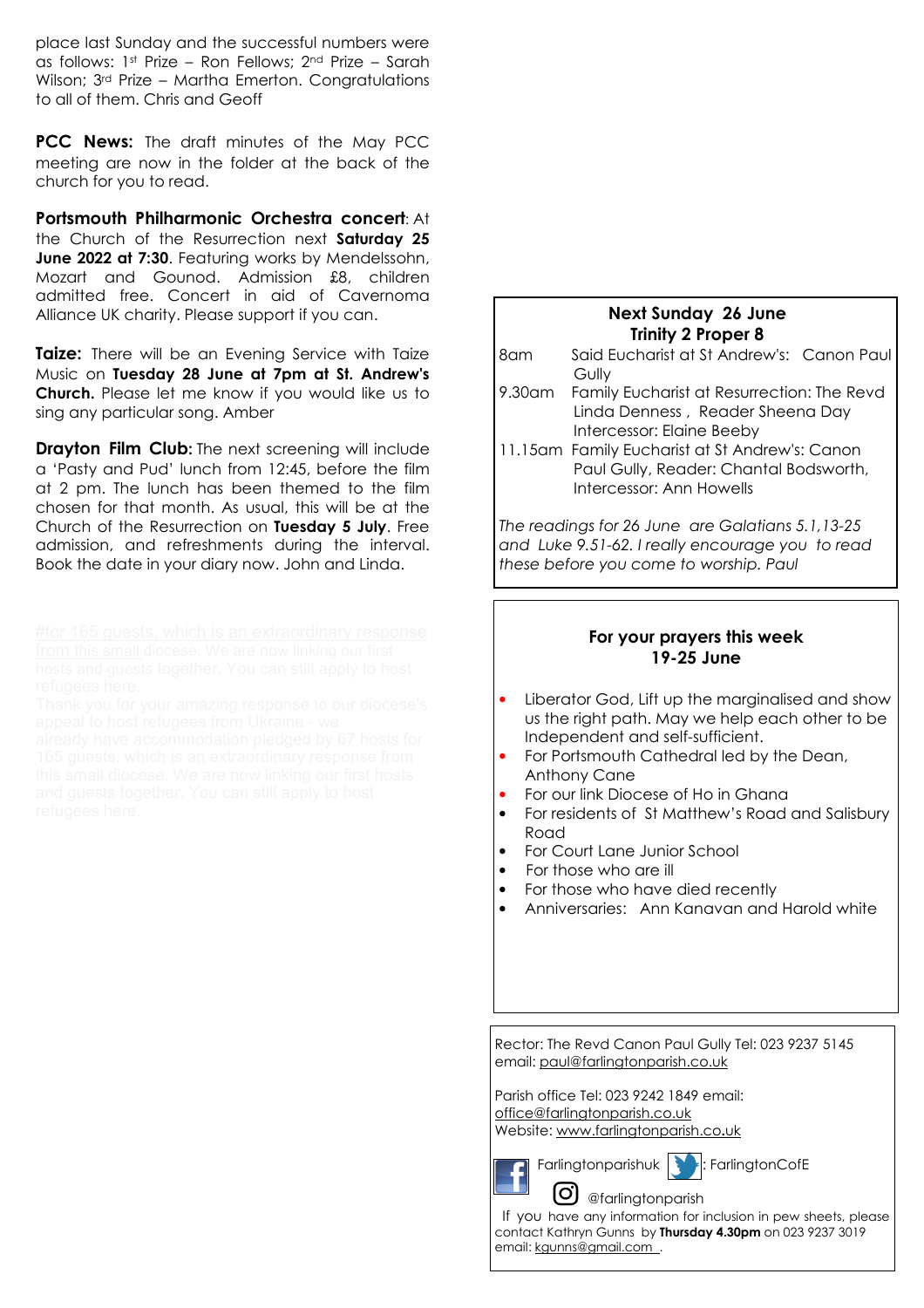place last Sunday and the successful numbers were as follows: 1st Prize – Ron Fellows; 2nd Prize – Sarah Wilson; 3rd Prize – Martha Emerton. Congratulations to all of them. Chris and Geoff

**PCC News:** The draft minutes of the May PCC meeting are now in the folder at the back of the church for you to read.

**Portsmouth Philharmonic Orchestra concert**: At the Church of the Resurrection next **Saturday 25 June 2022 at 7:30**. Featuring works by Mendelssohn, Mozart and Gounod. Admission £8, children admitted free. Concert in aid of Cavernoma Alliance UK charity. Please support if you can.

**Taize:** There will be an Evening Service with Taize Music on **Tuesday 28 June at 7pm at St. Andrew's Church.** Please let me know if you would like us to sing any particular song. Amber

**Drayton Film Club:** The next screening will include a 'Pasty and Pud' lunch from 12:45, before the film at 2 pm. The lunch has been themed to the film chosen for that month. As usual, this will be at the Church of the Resurrection on **Tuesday 5 July**. Free admission, and refreshments during the interval. Book the date in your diary now. John and Linda.

#for 165 guests, which is an extraordinary response from this small diocese. We are now linking our first hosts and guests together. You can still apply to host refugees here.
Thank you for your amazing response to our diocese's appeal to host refugees from Ukraine - we already have accommodation pledged by 67 hosts for 165 guests, which is an extraordinary response from this small diocese. We are now linking our first hosts and guests together. You can still apply to host refugees here.

## Next Sunday 26 June
## Trinity 2 Proper 8

8am Said Eucharist at St Andrew's: Canon Paul Gully

9.30am Family Eucharist at Resurrection: The Revd Linda Denness , Reader Sheena Day Intercessor: Elaine Beeby

11.15am Family Eucharist at St Andrew's: Canon Paul Gully, Reader: Chantal Bodsworth, Intercessor: Ann Howells

*The readings for 26 June are Galatians 5.1,13-25 and Luke 9.51-62. I really encourage you to read these before you come to worship. Paul*

## For your prayers this week
## 19-25 June

- Liberator God, Lift up the marginalised and show us the right path. May we help each other to be Independent and self-sufficient.
- For Portsmouth Cathedral led by the Dean, Anthony Cane
- For our link Diocese of Ho in Ghana
- For residents of St Matthew's Road and Salisbury Road
- For Court Lane Junior School
- For those who are ill
- For those who have died recently
- Anniversaries: Ann Kanavan and Harold white

Rector: The Revd Canon Paul Gully Tel: 023 9237 5145 email: paul@farlingtonparish.co.uk

Parish office Tel: 023 9242 1849 email: office@farlingtonparish.co.uk
Website: www.farlingtonparish.co.uk

Farlingtonparishuk : FarlingtonCofE

@farlingtonparish

If you have any information for inclusion in pew sheets, please contact Kathryn Gunns by **Thursday 4.30pm** on 023 9237 3019 email: kgunns@gmail.com .